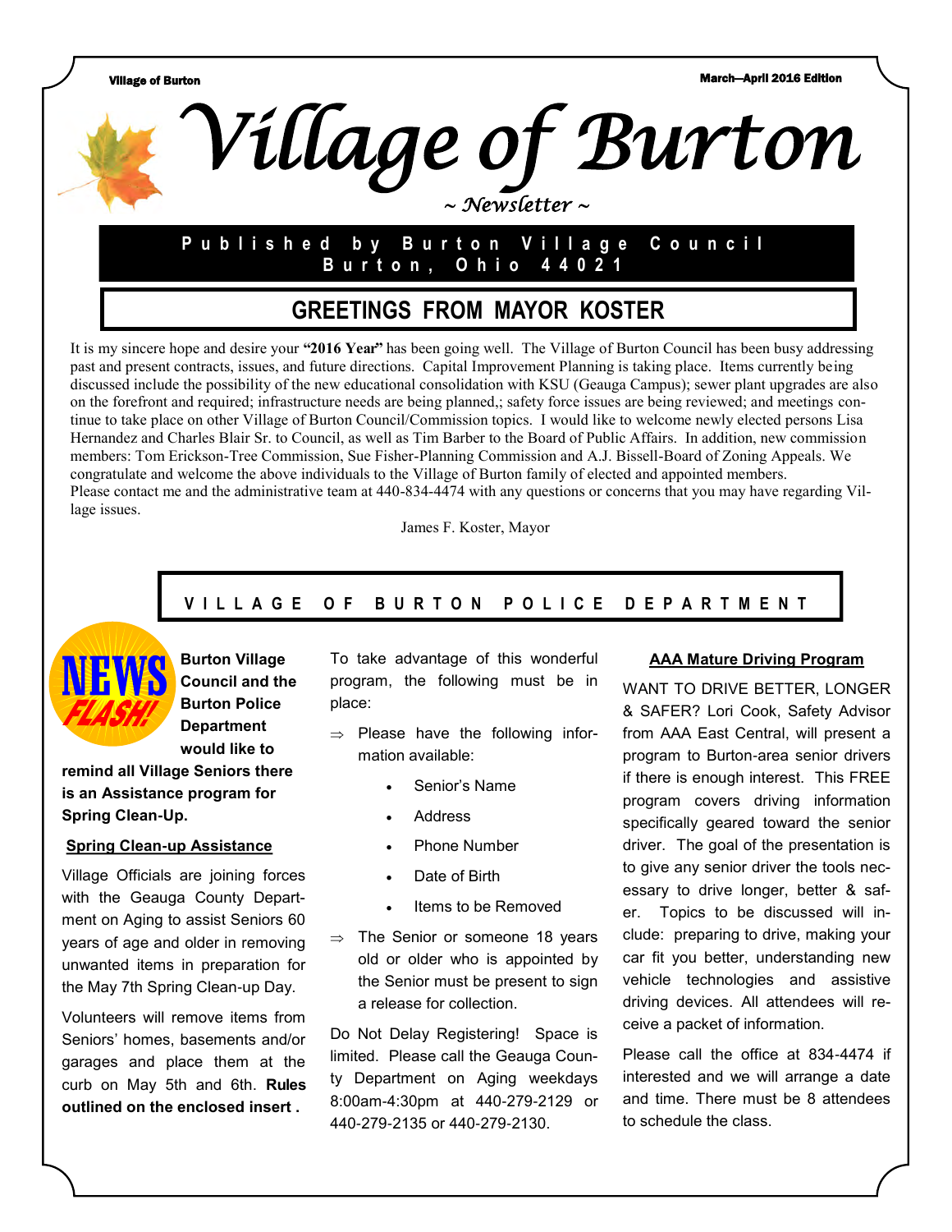# Village of Burton

*~ Newsletter ~*

**Published by Burton Village Council**
**Burton, Ohio 44021**

## GREETINGS FROM MAYOR KOSTER

It is my sincere hope and desire your **"2016 Year"** has been going well. The Village of Burton Council has been busy addressing past and present contracts, issues, and future directions. Capital Improvement Planning is taking place. Items currently being discussed include the possibility of the new educational consolidation with KSU (Geauga Campus); sewer plant upgrades are also on the forefront and required; infrastructure needs are being planned,; safety force issues are being reviewed; and meetings continue to take place on other Village of Burton Council/Commission topics. I would like to welcome newly elected persons Lisa Hernandez and Charles Blair Sr. to Council, as well as Tim Barber to the Board of Public Affairs. In addition, new commission members: Tom Erickson-Tree Commission, Sue Fisher-Planning Commission and A.J. Bissell-Board of Zoning Appeals. We congratulate and welcome the above individuals to the Village of Burton family of elected and appointed members.
Please contact me and the administrative team at 440-834-4474 with any questions or concerns that you may have regarding Village issues.

James F. Koster, Mayor

## VILLAGE OF BURTON POLICE DEPARTMENT

NEWS FLASH!

**Burton Village Council and the Burton Police Department would like to remind all Village Seniors there is an Assistance program for Spring Clean-Up.**

### Spring Clean-up Assistance

Village Officials are joining forces with the Geauga County Department on Aging to assist Seniors 60 years of age and older in removing unwanted items in preparation for the May 7th Spring Clean-up Day.

Volunteers will remove items from Seniors' homes, basements and/or garages and place them at the curb on May 5th and 6th. **Rules outlined on the enclosed insert .**

To take advantage of this wonderful program, the following must be in place:

- Please have the following information available:
  - Senior's Name
  - Address
  - Phone Number
  - Date of Birth
  - Items to be Removed
- The Senior or someone 18 years old or older who is appointed by the Senior must be present to sign a release for collection.

Do Not Delay Registering! Space is limited. Please call the Geauga County Department on Aging weekdays 8:00am-4:30pm at 440-279-2129 or 440-279-2135 or 440-279-2130.

### AAA Mature Driving Program

WANT TO DRIVE BETTER, LONGER & SAFER? Lori Cook, Safety Advisor from AAA East Central, will present a program to Burton-area senior drivers if there is enough interest. This FREE program covers driving information specifically geared toward the senior driver. The goal of the presentation is to give any senior driver the tools necessary to drive longer, better & safer. Topics to be discussed will include: preparing to drive, making your car fit you better, understanding new vehicle technologies and assistive driving devices. All attendees will receive a packet of information.

Please call the office at 834-4474 if interested and we will arrange a date and time. There must be 8 attendees to schedule the class.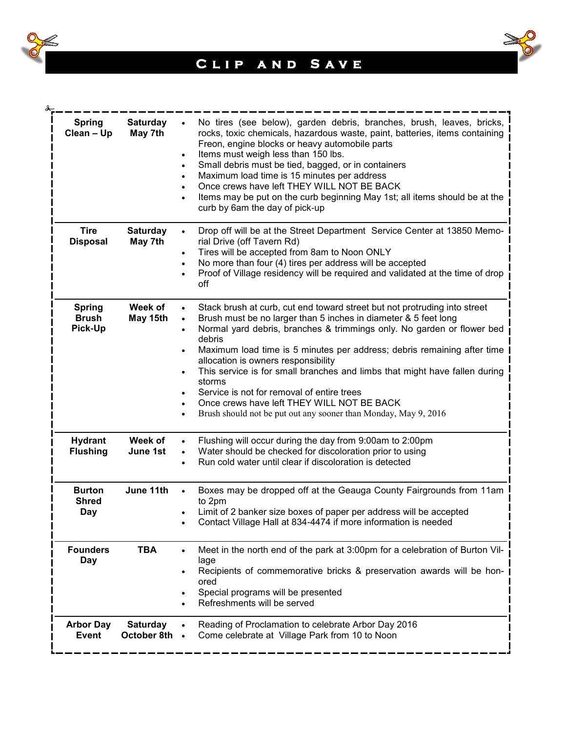# Clip and Save

| Event | Date | Details |
|---|---|---|
| **Spring Clean – Up** | **Saturday May 7th** | • No tires (see below), garden debris, branches, brush, leaves, bricks, rocks, toxic chemicals, hazardous waste, paint, batteries, items containing Freon, engine blocks or heavy automobile parts<br>• Items must weigh less than 150 lbs.<br>• Small debris must be tied, bagged, or in containers<br>• Maximum load time is 15 minutes per address<br>• Once crews have left THEY WILL NOT BE BACK<br>• Items may be put on the curb beginning May 1st; all items should be at the curb by 6am the day of pick-up |
| **Tire Disposal** | **Saturday May 7th** | • Drop off will be at the Street Department Service Center at 13850 Memorial Drive (off Tavern Rd)<br>• Tires will be accepted from 8am to Noon ONLY<br>• No more than four (4) tires per address will be accepted<br>• Proof of Village residency will be required and validated at the time of drop off |
| **Spring Brush Pick-Up** | **Week of May 15th** | • Stack brush at curb, cut end toward street but not protruding into street<br>• Brush must be no larger than 5 inches in diameter & 5 feet long<br>• Normal yard debris, branches & trimmings only. No garden or flower bed debris<br>• Maximum load time is 5 minutes per address; debris remaining after time allocation is owners responsibility<br>• This service is for small branches and limbs that might have fallen during storms<br>• Service is not for removal of entire trees<br>• Once crews have left THEY WILL NOT BE BACK<br>• Brush should not be put out any sooner than Monday, May 9, 2016 |
| **Hydrant Flushing** | **Week of June 1st** | • Flushing will occur during the day from 9:00am to 2:00pm<br>• Water should be checked for discoloration prior to using<br>• Run cold water until clear if discoloration is detected |
| **Burton Shred Day** | **June 11th** | • Boxes may be dropped off at the Geauga County Fairgrounds from 11am to 2pm<br>• Limit of 2 banker size boxes of paper per address will be accepted<br>• Contact Village Hall at 834-4474 if more information is needed |
| **Founders Day** | **TBA** | • Meet in the north end of the park at 3:00pm for a celebration of Burton Village<br>• Recipients of commemorative bricks & preservation awards will be honored<br>• Special programs will be presented<br>• Refreshments will be served |
| **Arbor Day Event** | **Saturday October 8th** | • Reading of Proclamation to celebrate Arbor Day 2016<br>• Come celebrate at Village Park from 10 to Noon |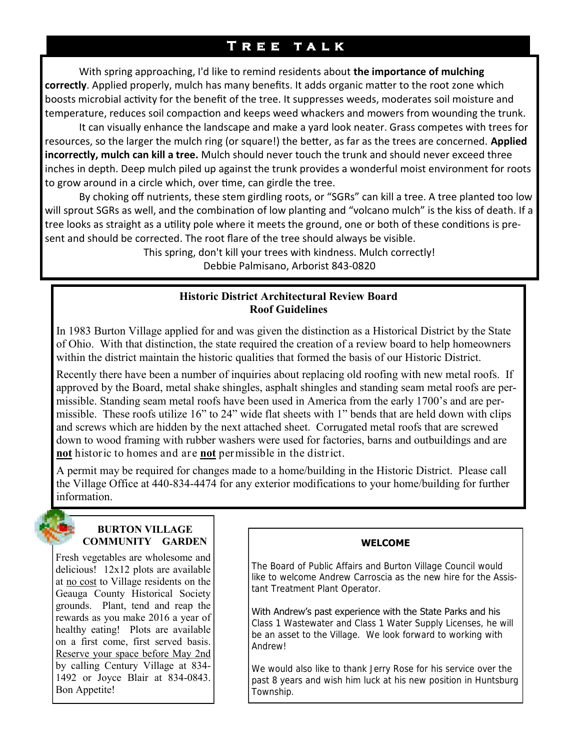## Tree talk

With spring approaching, I'd like to remind residents about **the importance of mulching correctly**. Applied properly, mulch has many benefits. It adds organic matter to the root zone which boosts microbial activity for the benefit of the tree. It suppresses weeds, moderates soil moisture and temperature, reduces soil compaction and keeps weed whackers and mowers from wounding the trunk.

It can visually enhance the landscape and make a yard look neater. Grass competes with trees for resources, so the larger the mulch ring (or square!) the better, as far as the trees are concerned. **Applied incorrectly, mulch can kill a tree.** Mulch should never touch the trunk and should never exceed three inches in depth. Deep mulch piled up against the trunk provides a wonderful moist environment for roots to grow around in a circle which, over time, can girdle the tree.

By choking off nutrients, these stem girdling roots, or "SGRs" can kill a tree. A tree planted too low will sprout SGRs as well, and the combination of low planting and "volcano mulch" is the kiss of death. If a tree looks as straight as a utility pole where it meets the ground, one or both of these conditions is present and should be corrected. The root flare of the tree should always be visible.

This spring, don't kill your trees with kindness. Mulch correctly!

Debbie Palmisano, Arborist 843-0820

## Historic District Architectural Review Board Roof Guidelines

In 1983 Burton Village applied for and was given the distinction as a Historical District by the State of Ohio. With that distinction, the state required the creation of a review board to help homeowners within the district maintain the historic qualities that formed the basis of our Historic District.

Recently there have been a number of inquiries about replacing old roofing with new metal roofs. If approved by the Board, metal shake shingles, asphalt shingles and standing seam metal roofs are permissible. Standing seam metal roofs have been used in America from the early 1700's and are permissible. These roofs utilize 16" to 24" wide flat sheets with 1" bends that are held down with clips and screws which are hidden by the next attached sheet. Corrugated metal roofs that are screwed down to wood framing with rubber washers were used for factories, barns and outbuildings and are **not** historic to homes and are **not** permissible in the district.

A permit may be required for changes made to a home/building in the Historic District. Please call the Village Office at 440-834-4474 for any exterior modifications to your home/building for further information.

## BURTON VILLAGE COMMUNITY GARDEN

Fresh vegetables are wholesome and delicious! 12x12 plots are available at no cost to Village residents on the Geauga County Historical Society grounds. Plant, tend and reap the rewards as you make 2016 a year of healthy eating! Plots are available on a first come, first served basis. Reserve your space before May 2nd by calling Century Village at 834-1492 or Joyce Blair at 834-0843. Bon Appetite!

## WELCOME

The Board of Public Affairs and Burton Village Council would like to welcome Andrew Carroscia as the new hire for the Assistant Treatment Plant Operator.

With Andrew's past experience with the State Parks and his Class 1 Wastewater and Class 1 Water Supply Licenses, he will be an asset to the Village. We look forward to working with Andrew!

We would also like to thank Jerry Rose for his service over the past 8 years and wish him luck at his new position in Huntsburg Township.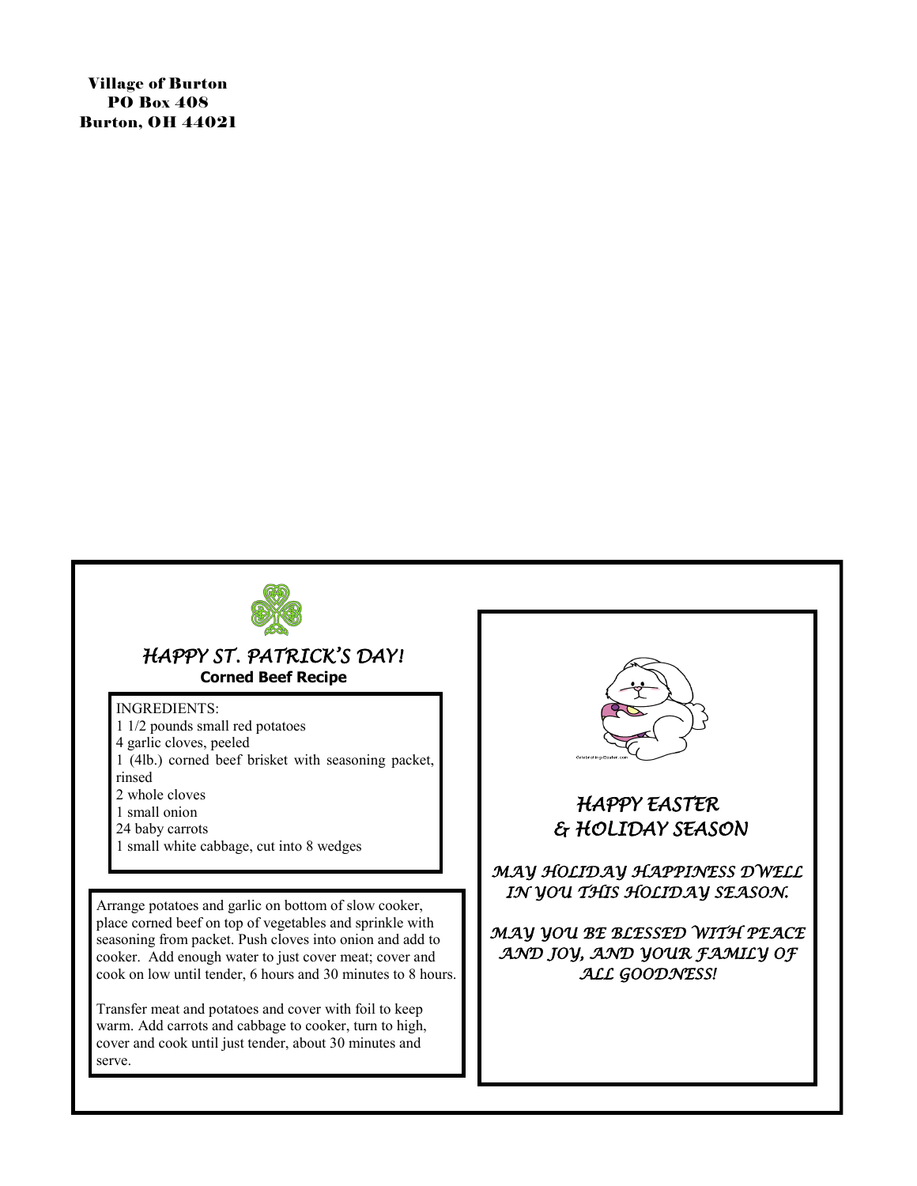Village of Burton
PO Box 408
Burton, OH 44021

## *HAPPY ST. PATRICK'S DAY!*

### Corned Beef Recipe

INGREDIENTS:
1 1/2 pounds small red potatoes
4 garlic cloves, peeled
1 (4lb.) corned beef brisket with seasoning packet, rinsed
2 whole cloves
1 small onion
24 baby carrots
1 small white cabbage, cut into 8 wedges

Arrange potatoes and garlic on bottom of slow cooker, place corned beef on top of vegetables and sprinkle with seasoning from packet. Push cloves into onion and add to cooker. Add enough water to just cover meat; cover and cook on low until tender, 6 hours and 30 minutes to 8 hours.

Transfer meat and potatoes and cover with foil to keep warm. Add carrots and cabbage to cooker, turn to high, cover and cook until just tender, about 30 minutes and serve.

Celebrating-Easter.com

## *HAPPY EASTER & HOLIDAY SEASON*

*MAY HOLIDAY HAPPINESS DWELL IN YOU THIS HOLIDAY SEASON.*

*MAY YOU BE BLESSED WITH PEACE AND JOY, AND YOUR FAMILY OF ALL GOODNESS!*